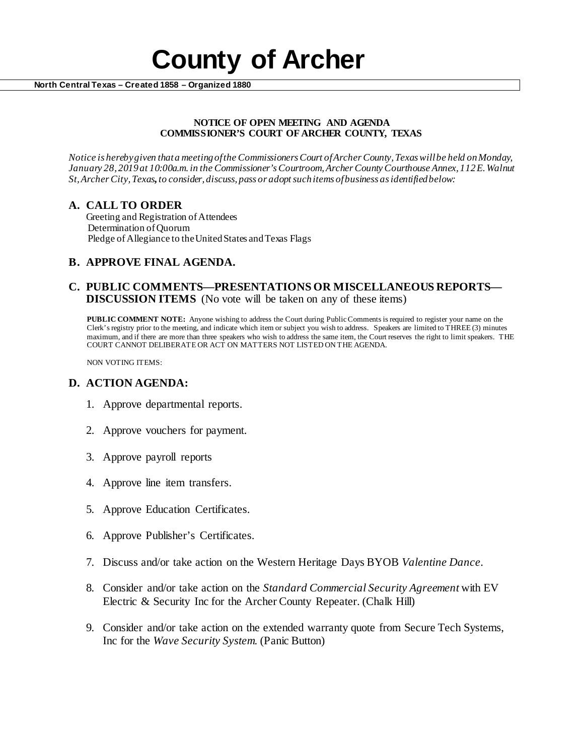# County of Archer

**North Central Texas – Created 1858 – Organized 1880**

**NOTICE OF OPEN MEETING AND AGENDA**
**COMMISSIONER'S COURT OF ARCHER COUNTY, TEXAS**

*Notice is hereby given that a meeting of the Commissioners Court of Archer County, Texas will be held on Monday, January 28, 2019 at 10:00a.m. in the Commissioner's Courtroom, Archer County Courthouse Annex, 112 E. Walnut St, Archer City, Texas, to consider, discuss, pass or adopt such items of business as identified below:*

## A. CALL TO ORDER

Greeting and Registration of Attendees
Determination of Quorum
Pledge of Allegiance to the United States and Texas Flags

## B. APPROVE FINAL AGENDA.

## C. PUBLIC COMMENTS—PRESENTATIONS OR MISCELLANEOUS REPORTS—DISCUSSION ITEMS (No vote will be taken on any of these items)

**PUBLIC COMMENT NOTE:** Anyone wishing to address the Court during Public Comments is required to register your name on the Clerk's registry prior to the meeting, and indicate which item or subject you wish to address. Speakers are limited to THREE (3) minutes maximum, and if there are more than three speakers who wish to address the same item, the Court reserves the right to limit speakers. THE COURT CANNOT DELIBERATE OR ACT ON MATTERS NOT LISTED ON THE AGENDA.

NON VOTING ITEMS:

## D. ACTION AGENDA:

1. Approve departmental reports.
2. Approve vouchers for payment.
3. Approve payroll reports
4. Approve line item transfers.
5. Approve Education Certificates.
6. Approve Publisher's Certificates.
7. Discuss and/or take action on the Western Heritage Days BYOB *Valentine Dance*.
8. Consider and/or take action on the *Standard Commercial Security Agreement* with EV Electric & Security Inc for the Archer County Repeater. (Chalk Hill)
9. Consider and/or take action on the extended warranty quote from Secure Tech Systems, Inc for the *Wave Security System*. (Panic Button)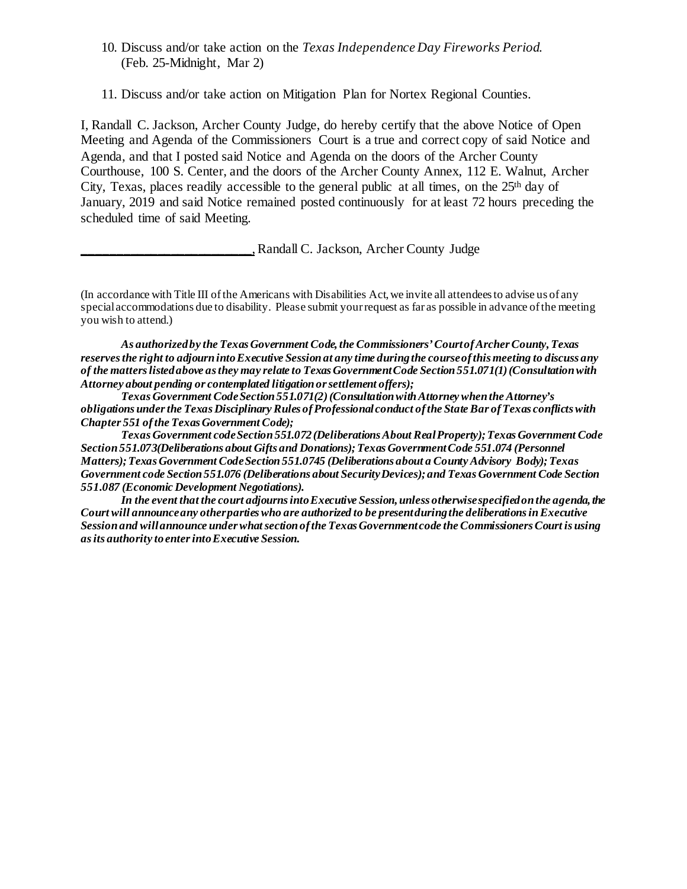10. Discuss and/or take action on the *Texas Independence Day Fireworks Period.* (Feb. 25-Midnight, Mar 2)

11. Discuss and/or take action on Mitigation Plan for Nortex Regional Counties.

I, Randall C. Jackson, Archer County Judge, do hereby certify that the above Notice of Open Meeting and Agenda of the Commissioners Court is a true and correct copy of said Notice and Agenda, and that I posted said Notice and Agenda on the doors of the Archer County Courthouse, 100 S. Center, and the doors of the Archer County Annex, 112 E. Walnut, Archer City, Texas, places readily accessible to the general public at all times, on the 25th day of January, 2019 and said Notice remained posted continuously for at least 72 hours preceding the scheduled time of said Meeting.

_________________________, Randall C. Jackson, Archer County Judge

(In accordance with Title III of the Americans with Disabilities Act, we invite all attendees to advise us of any special accommodations due to disability. Please submit your request as far as possible in advance of the meeting you wish to attend.)

***As authorized by the Texas Government Code, the Commissioners' Court of Archer County, Texas reserves the right to adjourn into Executive Session at any time during the course of this meeting to discuss any of the matters listed above as they may relate to Texas Government Code Section 551.071(1) (Consultation with Attorney about pending or contemplated litigation or settlement offers);***

***Texas Government Code Section 551.071(2) (Consultation with Attorney when the Attorney's obligations under the Texas Disciplinary Rules of Professional conduct of the State Bar of Texas conflicts with Chapter 551 of the Texas Government Code);***

***Texas Government code Section 551.072 (Deliberations About Real Property); Texas Government Code Section 551.073(Deliberations about Gifts and Donations); Texas Government Code 551.074 (Personnel Matters); Texas Government Code Section 551.0745 (Deliberations about a County Advisory Body); Texas Government code Section 551.076 (Deliberations about Security Devices); and Texas Government Code Section 551.087 (Economic Development Negotiations).***

***In the event that the court adjourns into Executive Session, unless otherwise specified on the agenda, the Court will announce any other parties who are authorized to be present during the deliberations in Executive Session and will announce under what section of the Texas Government code the Commissioners Court is using as its authority to enter into Executive Session.***